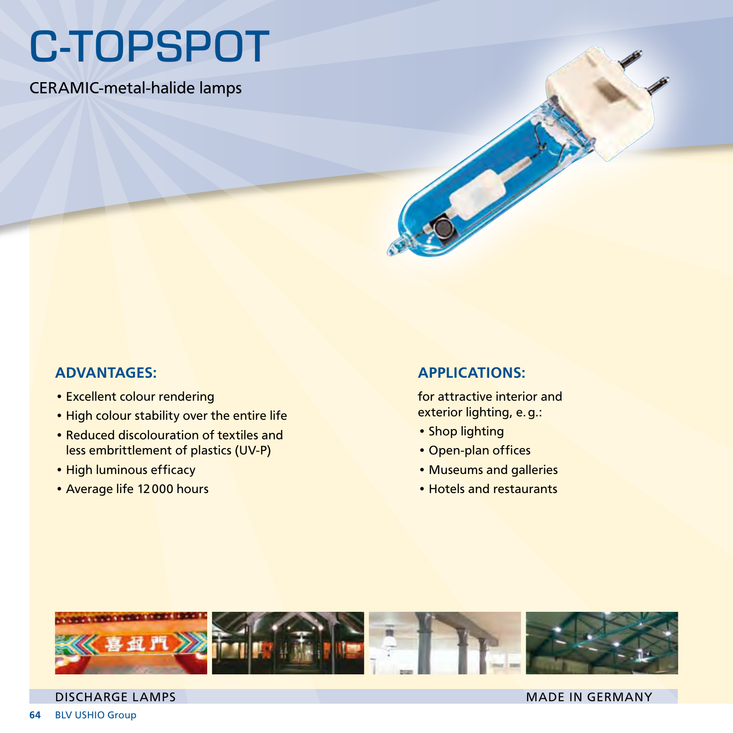# C-TOPSPOT

CERAMIC-metal-halide lamps

## ADVANTAGES:

- Excellent colour rendering
- High colour stability over the entire life
- Reduced discolouration of textiles and less embrittlement of plastics (UV-P)
- High luminous efficacy
- Average life 12000 hours

## APPLICATIONS:

for attractive interior and exterior lighting, e. g.:

- Shop lighting
- Open-plan offices
- Museums and galleries
- Hotels and restaurants

DISCHARGE LAMPS

MADE IN GERMANY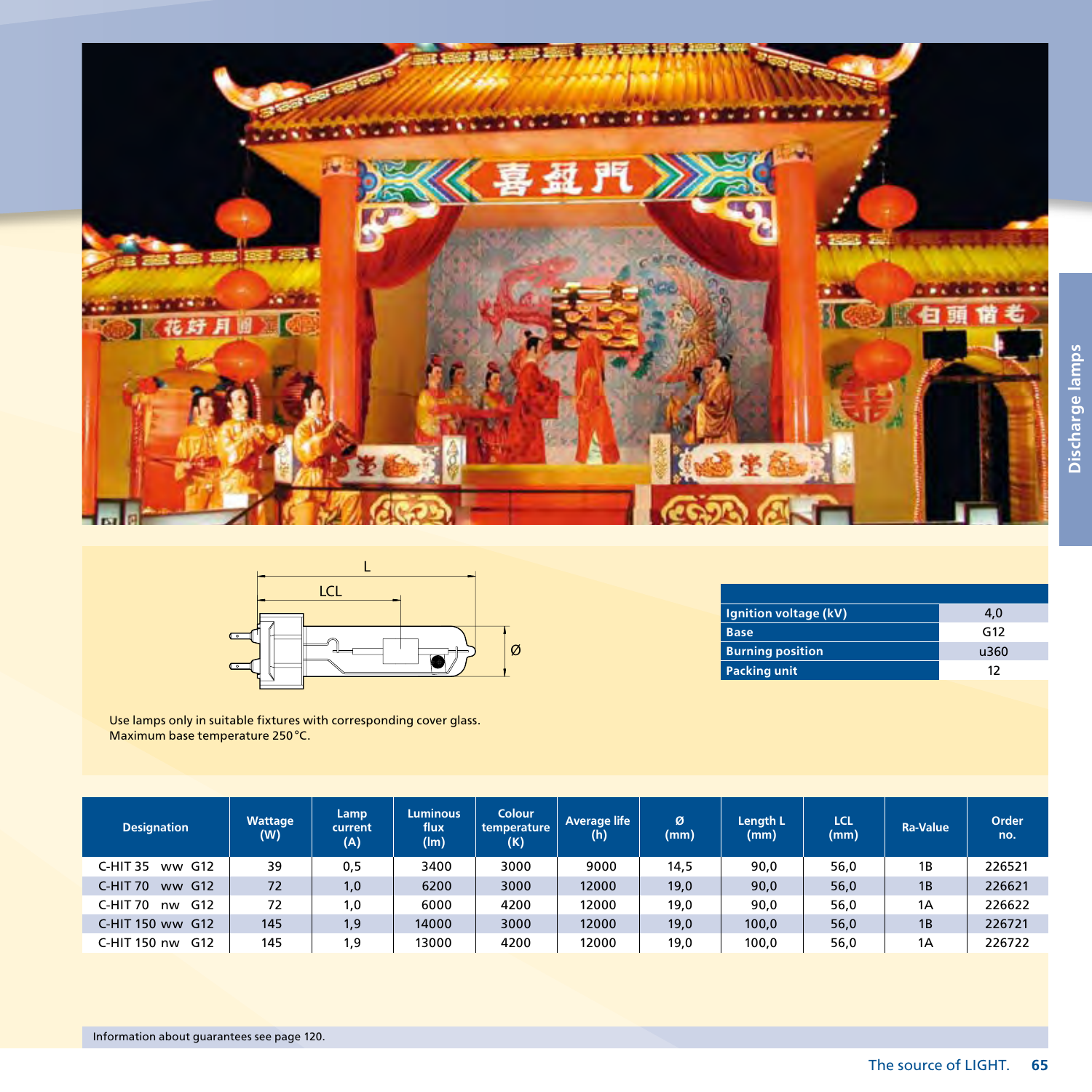L

LCL

Ø

| | |
|---|---|
| Ignition voltage (kV) | 4,0 |
| Base | G12 |
| Burning position | u360 |
| Packing unit | 12 |

Use lamps only in suitable fixtures with corresponding cover glass.
Maximum base temperature 250 °C.

| Designation | Wattage (W) | Lamp current (A) | Luminous flux (lm) | Colour temperature (K) | Average life (h) | Ø (mm) | Length L (mm) | LCL (mm) | Ra-Value | Order no. |
|---|---|---|---|---|---|---|---|---|---|---|
| C-HIT 35 ww G12 | 39 | 0,5 | 3400 | 3000 | 9000 | 14,5 | 90,0 | 56,0 | 1B | 226521 |
| C-HIT 70 ww G12 | 72 | 1,0 | 6200 | 3000 | 12000 | 19,0 | 90,0 | 56,0 | 1B | 226621 |
| C-HIT 70 nw G12 | 72 | 1,0 | 6000 | 4200 | 12000 | 19,0 | 90,0 | 56,0 | 1A | 226622 |
| C-HIT 150 ww G12 | 145 | 1,9 | 14000 | 3000 | 12000 | 19,0 | 100,0 | 56,0 | 1B | 226721 |
| C-HIT 150 nw G12 | 145 | 1,9 | 13000 | 4200 | 12000 | 19,0 | 100,0 | 56,0 | 1A | 226722 |

Information about guarantees see page 120.